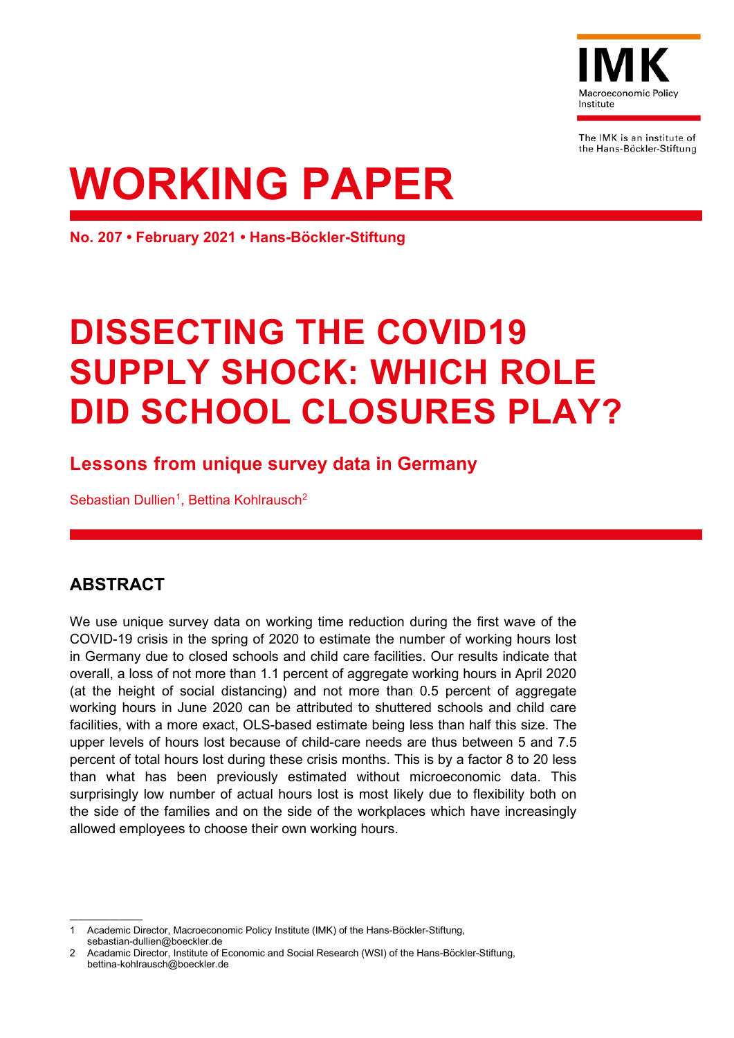IMK

Macroeconomic Policy Institute

The IMK is an institute of the Hans-Böckler-Stiftung

# WORKING PAPER

**No. 207 • February 2021 • Hans-Böckler-Stiftung**

# DISSECTING THE COVID19 SUPPLY SHOCK: WHICH ROLE DID SCHOOL CLOSURES PLAY?

## Lessons from unique survey data in Germany

Sebastian Dullien[1], Bettina Kohlrausch[2]

## ABSTRACT

We use unique survey data on working time reduction during the first wave of the COVID-19 crisis in the spring of 2020 to estimate the number of working hours lost in Germany due to closed schools and child care facilities. Our results indicate that overall, a loss of not more than 1.1 percent of aggregate working hours in April 2020 (at the height of social distancing) and not more than 0.5 percent of aggregate working hours in June 2020 can be attributed to shuttered schools and child care facilities, with a more exact, OLS-based estimate being less than half this size. The upper levels of hours lost because of child-care needs are thus between 5 and 7.5 percent of total hours lost during these crisis months. This is by a factor 8 to 20 less than what has been previously estimated without microeconomic data. This surprisingly low number of actual hours lost is most likely due to flexibility both on the side of the families and on the side of the workplaces which have increasingly allowed employees to choose their own working hours.

---

1 Academic Director, Macroeconomic Policy Institute (IMK) of the Hans-Böckler-Stiftung, sebastian-dullien@boeckler.de

2 Acadamic Director, Institute of Economic and Social Research (WSI) of the Hans-Böckler-Stiftung, bettina-kohlrausch@boeckler.de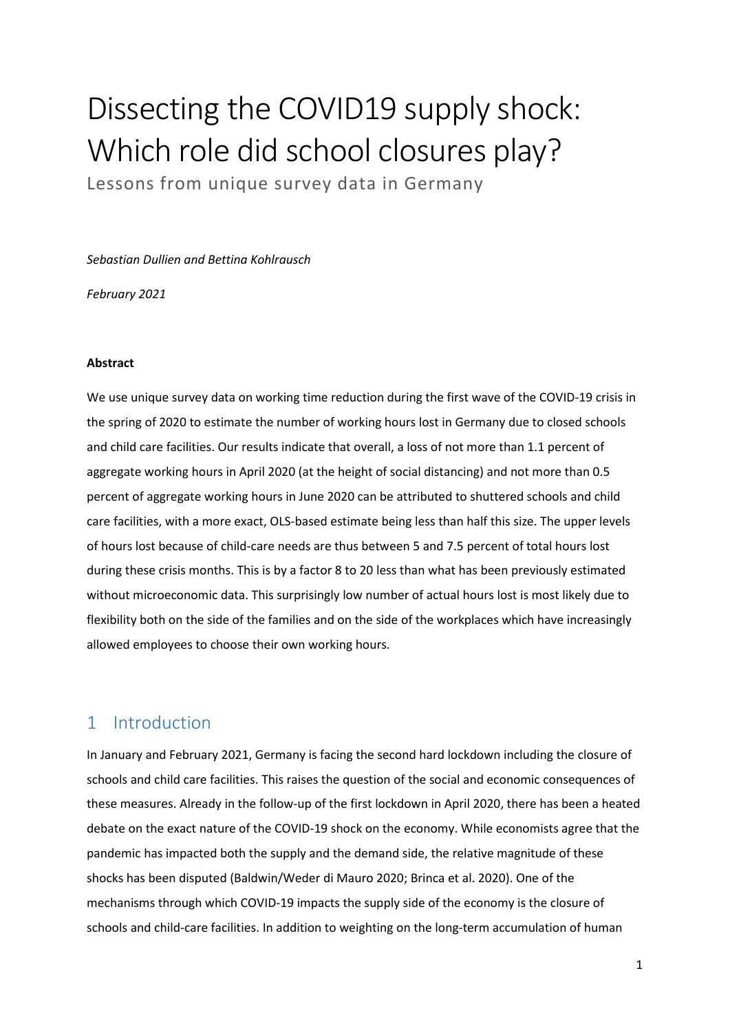# Dissecting the COVID19 supply shock: Which role did school closures play?

Lessons from unique survey data in Germany

*Sebastian Dullien and Bettina Kohlrausch*

*February 2021*

**Abstract**

We use unique survey data on working time reduction during the first wave of the COVID-19 crisis in the spring of 2020 to estimate the number of working hours lost in Germany due to closed schools and child care facilities. Our results indicate that overall, a loss of not more than 1.1 percent of aggregate working hours in April 2020 (at the height of social distancing) and not more than 0.5 percent of aggregate working hours in June 2020 can be attributed to shuttered schools and child care facilities, with a more exact, OLS-based estimate being less than half this size. The upper levels of hours lost because of child-care needs are thus between 5 and 7.5 percent of total hours lost during these crisis months. This is by a factor 8 to 20 less than what has been previously estimated without microeconomic data. This surprisingly low number of actual hours lost is most likely due to flexibility both on the side of the families and on the side of the workplaces which have increasingly allowed employees to choose their own working hours.

## 1 Introduction

In January and February 2021, Germany is facing the second hard lockdown including the closure of schools and child care facilities. This raises the question of the social and economic consequences of these measures. Already in the follow-up of the first lockdown in April 2020, there has been a heated debate on the exact nature of the COVID-19 shock on the economy. While economists agree that the pandemic has impacted both the supply and the demand side, the relative magnitude of these shocks has been disputed (Baldwin/Weder di Mauro 2020; Brinca et al. 2020). One of the mechanisms through which COVID-19 impacts the supply side of the economy is the closure of schools and child-care facilities. In addition to weighting on the long-term accumulation of human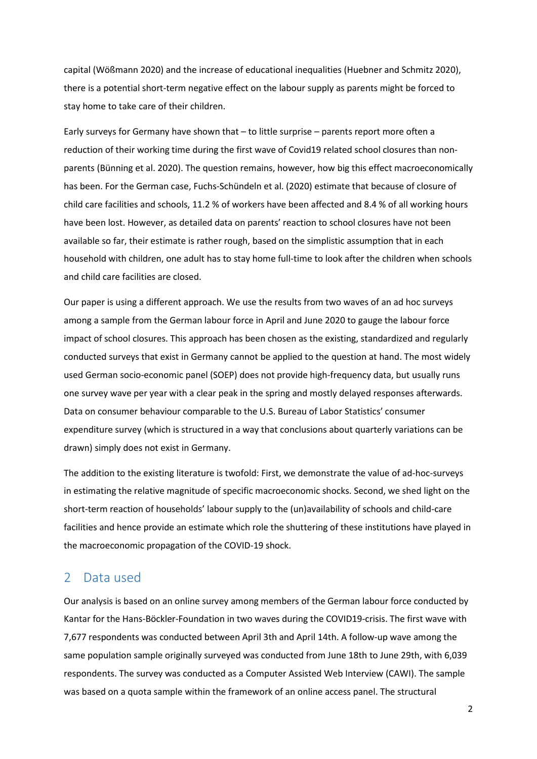capital (Wößmann 2020) and the increase of educational inequalities (Huebner and Schmitz 2020), there is a potential short-term negative effect on the labour supply as parents might be forced to stay home to take care of their children.

Early surveys for Germany have shown that – to little surprise – parents report more often a reduction of their working time during the first wave of Covid19 related school closures than non-parents (Bünning et al. 2020). The question remains, however, how big this effect macroeconomically has been. For the German case, Fuchs-Schündeln et al. (2020) estimate that because of closure of child care facilities and schools, 11.2 % of workers have been affected and 8.4 % of all working hours have been lost. However, as detailed data on parents' reaction to school closures have not been available so far, their estimate is rather rough, based on the simplistic assumption that in each household with children, one adult has to stay home full-time to look after the children when schools and child care facilities are closed.

Our paper is using a different approach. We use the results from two waves of an ad hoc surveys among a sample from the German labour force in April and June 2020 to gauge the labour force impact of school closures. This approach has been chosen as the existing, standardized and regularly conducted surveys that exist in Germany cannot be applied to the question at hand. The most widely used German socio-economic panel (SOEP) does not provide high-frequency data, but usually runs one survey wave per year with a clear peak in the spring and mostly delayed responses afterwards. Data on consumer behaviour comparable to the U.S. Bureau of Labor Statistics' consumer expenditure survey (which is structured in a way that conclusions about quarterly variations can be drawn) simply does not exist in Germany.

The addition to the existing literature is twofold: First, we demonstrate the value of ad-hoc-surveys in estimating the relative magnitude of specific macroeconomic shocks. Second, we shed light on the short-term reaction of households' labour supply to the (un)availability of schools and child-care facilities and hence provide an estimate which role the shuttering of these institutions have played in the macroeconomic propagation of the COVID-19 shock.

## 2 Data used

Our analysis is based on an online survey among members of the German labour force conducted by Kantar for the Hans-Böckler-Foundation in two waves during the COVID19-crisis. The first wave with 7,677 respondents was conducted between April 3th and April 14th. A follow-up wave among the same population sample originally surveyed was conducted from June 18th to June 29th, with 6,039 respondents. The survey was conducted as a Computer Assisted Web Interview (CAWI). The sample was based on a quota sample within the framework of an online access panel. The structural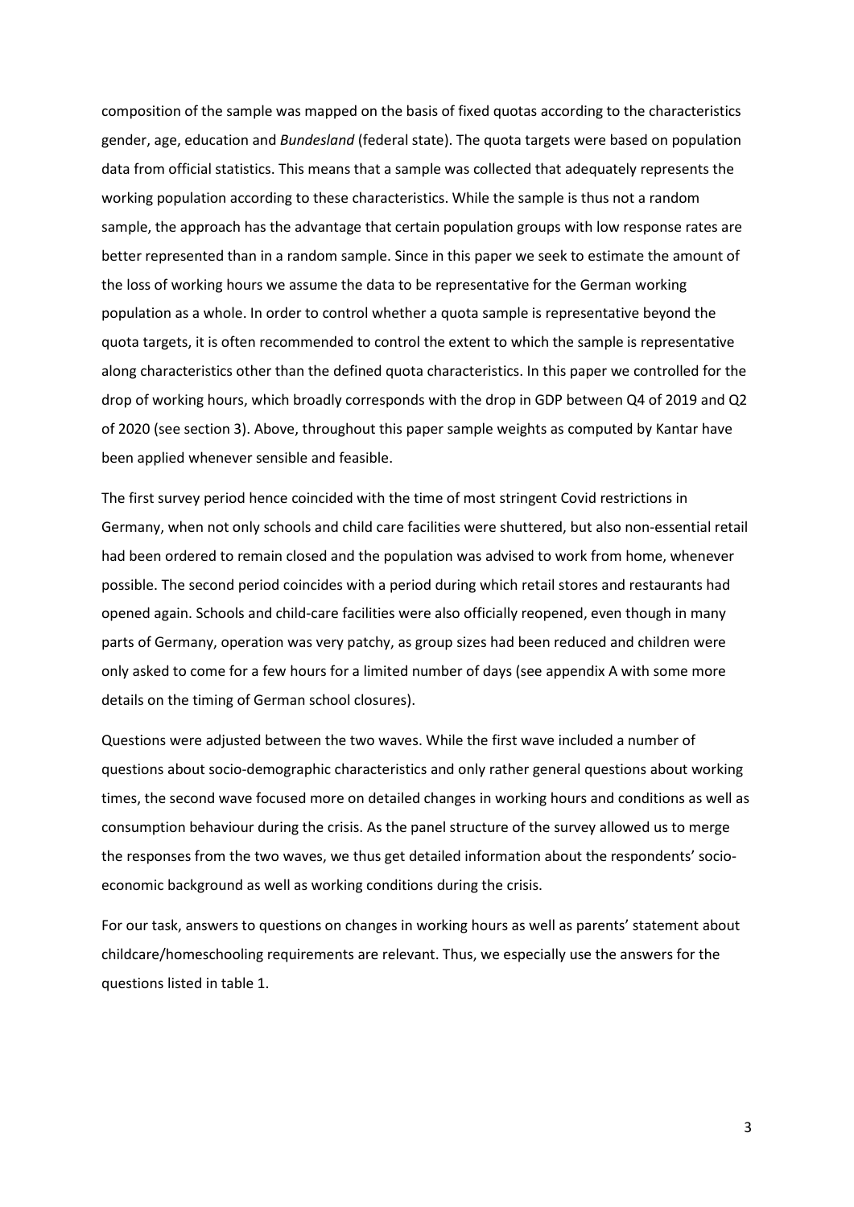composition of the sample was mapped on the basis of fixed quotas according to the characteristics gender, age, education and *Bundesland* (federal state). The quota targets were based on population data from official statistics. This means that a sample was collected that adequately represents the working population according to these characteristics. While the sample is thus not a random sample, the approach has the advantage that certain population groups with low response rates are better represented than in a random sample. Since in this paper we seek to estimate the amount of the loss of working hours we assume the data to be representative for the German working population as a whole. In order to control whether a quota sample is representative beyond the quota targets, it is often recommended to control the extent to which the sample is representative along characteristics other than the defined quota characteristics. In this paper we controlled for the drop of working hours, which broadly corresponds with the drop in GDP between Q4 of 2019 and Q2 of 2020 (see section 3). Above, throughout this paper sample weights as computed by Kantar have been applied whenever sensible and feasible.

The first survey period hence coincided with the time of most stringent Covid restrictions in Germany, when not only schools and child care facilities were shuttered, but also non-essential retail had been ordered to remain closed and the population was advised to work from home, whenever possible. The second period coincides with a period during which retail stores and restaurants had opened again. Schools and child-care facilities were also officially reopened, even though in many parts of Germany, operation was very patchy, as group sizes had been reduced and children were only asked to come for a few hours for a limited number of days (see appendix A with some more details on the timing of German school closures).

Questions were adjusted between the two waves. While the first wave included a number of questions about socio-demographic characteristics and only rather general questions about working times, the second wave focused more on detailed changes in working hours and conditions as well as consumption behaviour during the crisis. As the panel structure of the survey allowed us to merge the responses from the two waves, we thus get detailed information about the respondents' socio-economic background as well as working conditions during the crisis.

For our task, answers to questions on changes in working hours as well as parents' statement about childcare/homeschooling requirements are relevant. Thus, we especially use the answers for the questions listed in table 1.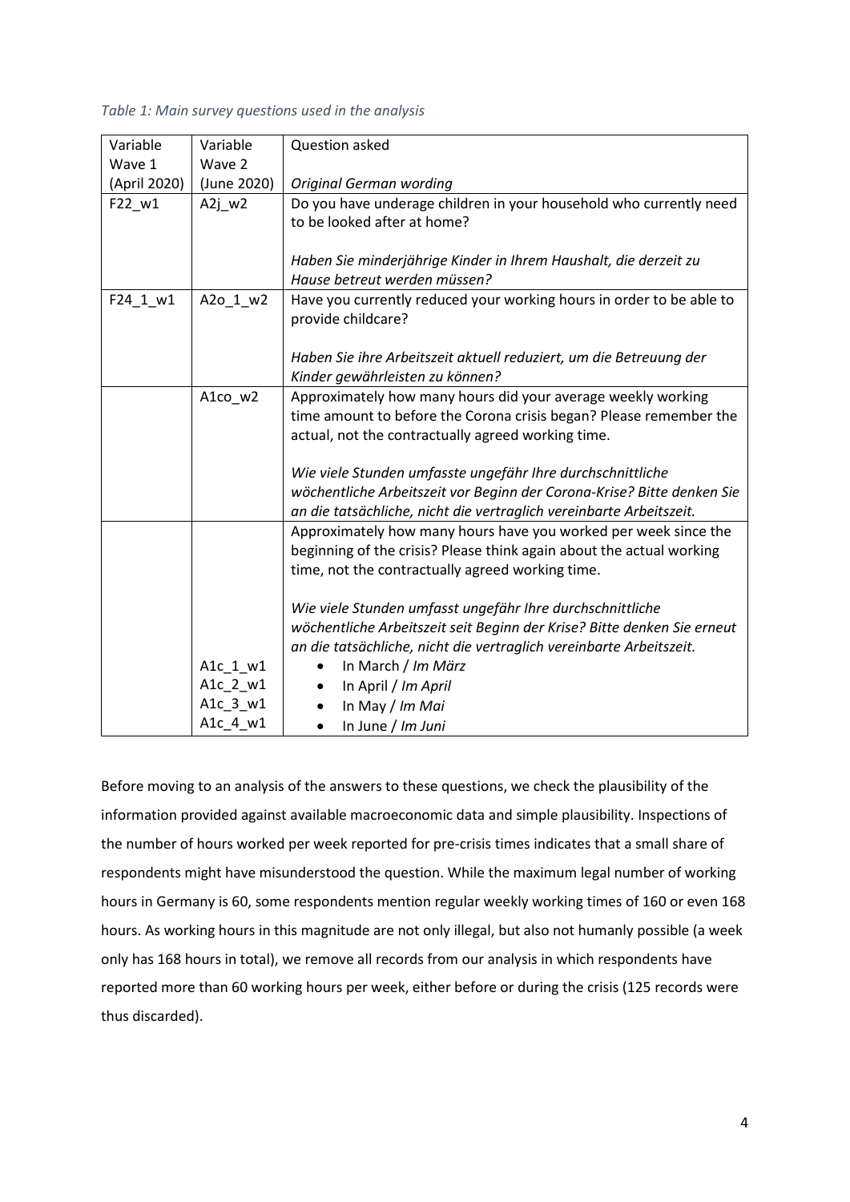*Table 1: Main survey questions used in the analysis*

| Variable Wave 1 (April 2020) | Variable Wave 2 (June 2020) | Question asked<br>*Original German wording* |
|---|---|---|
| F22_w1 | A2j_w2 | Do you have underage children in your household who currently need to be looked after at home?<br><br>*Haben Sie minderjährige Kinder in Ihrem Haushalt, die derzeit zu Hause betreut werden müssen?* |
| F24_1_w1 | A2o_1_w2 | Have you currently reduced your working hours in order to be able to provide childcare?<br><br>*Haben Sie ihre Arbeitszeit aktuell reduziert, um die Betreuung der Kinder gewährleisten zu können?* |
| | A1co_w2 | Approximately how many hours did your average weekly working time amount to before the Corona crisis began? Please remember the actual, not the contractually agreed working time.<br><br>*Wie viele Stunden umfasste ungefähr Ihre durchschnittliche wöchentliche Arbeitszeit vor Beginn der Corona-Krise? Bitte denken Sie an die tatsächliche, nicht die vertraglich vereinbarte Arbeitszeit.* |
| | | Approximately how many hours have you worked per week since the beginning of the crisis? Please think again about the actual working time, not the contractually agreed working time.<br><br>*Wie viele Stunden umfasst ungefähr Ihre durchschnittliche wöchentliche Arbeitszeit seit Beginn der Krise? Bitte denken Sie erneut an die tatsächliche, nicht die vertraglich vereinbarte Arbeitszeit.* |
| | A1c_1_w1 | • In March / *Im März* |
| | A1c_2_w1 | • In April / *Im April* |
| | A1c_3_w1 | • In May / *Im Mai* |
| | A1c_4_w1 | • In June / *Im Juni* |

Before moving to an analysis of the answers to these questions, we check the plausibility of the information provided against available macroeconomic data and simple plausibility. Inspections of the number of hours worked per week reported for pre-crisis times indicates that a small share of respondents might have misunderstood the question. While the maximum legal number of working hours in Germany is 60, some respondents mention regular weekly working times of 160 or even 168 hours. As working hours in this magnitude are not only illegal, but also not humanly possible (a week only has 168 hours in total), we remove all records from our analysis in which respondents have reported more than 60 working hours per week, either before or during the crisis (125 records were thus discarded).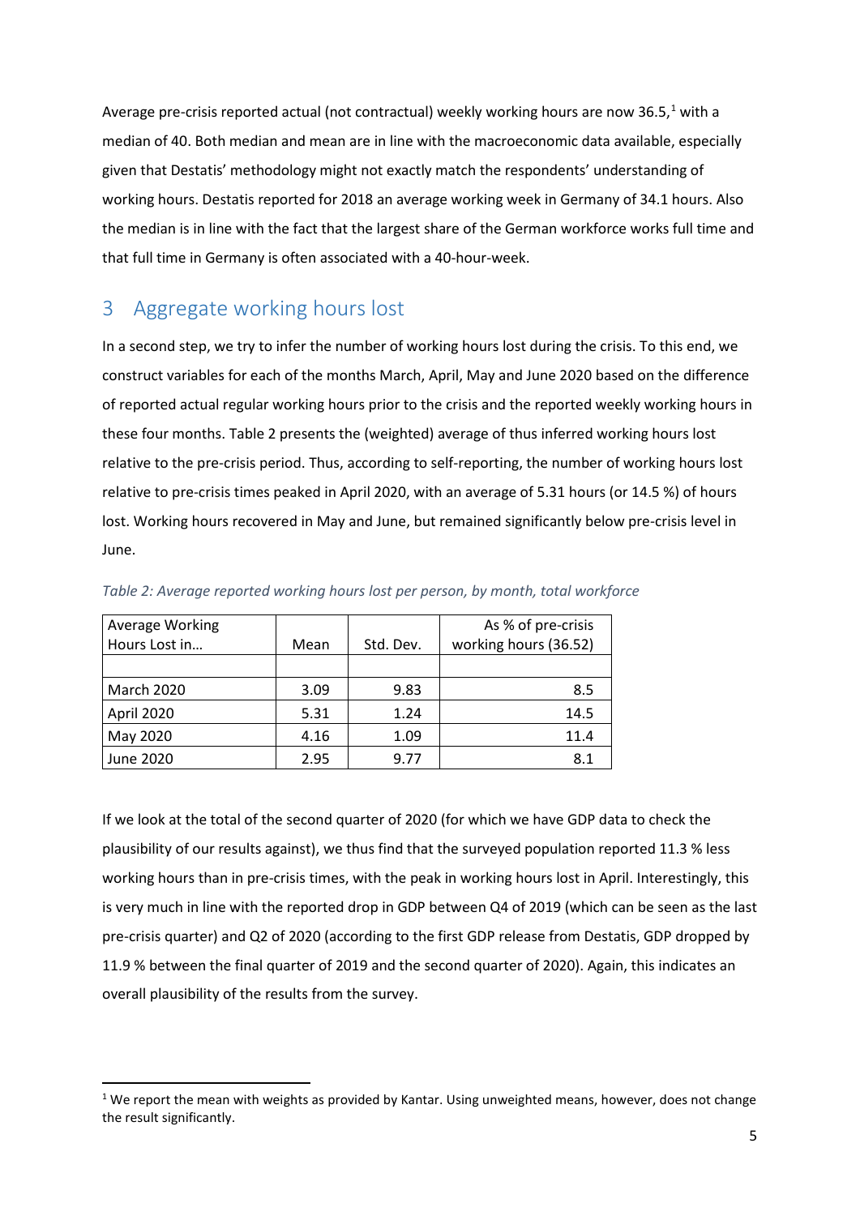Average pre-crisis reported actual (not contractual) weekly working hours are now 36.5,[1] with a median of 40. Both median and mean are in line with the macroeconomic data available, especially given that Destatis' methodology might not exactly match the respondents' understanding of working hours. Destatis reported for 2018 an average working week in Germany of 34.1 hours. Also the median is in line with the fact that the largest share of the German workforce works full time and that full time in Germany is often associated with a 40-hour-week.

## 3 Aggregate working hours lost

In a second step, we try to infer the number of working hours lost during the crisis. To this end, we construct variables for each of the months March, April, May and June 2020 based on the difference of reported actual regular working hours prior to the crisis and the reported weekly working hours in these four months. Table 2 presents the (weighted) average of thus inferred working hours lost relative to the pre-crisis period. Thus, according to self-reporting, the number of working hours lost relative to pre-crisis times peaked in April 2020, with an average of 5.31 hours (or 14.5 %) of hours lost. Working hours recovered in May and June, but remained significantly below pre-crisis level in June.

*Table 2: Average reported working hours lost per person, by month, total workforce*

| Average Working Hours Lost in… | Mean | Std. Dev. | As % of pre-crisis working hours (36.52) |
|---|---|---|---|
| | | | |
| March 2020 | 3.09 | 9.83 | 8.5 |
| April 2020 | 5.31 | 1.24 | 14.5 |
| May 2020 | 4.16 | 1.09 | 11.4 |
| June 2020 | 2.95 | 9.77 | 8.1 |

If we look at the total of the second quarter of 2020 (for which we have GDP data to check the plausibility of our results against), we thus find that the surveyed population reported 11.3 % less working hours than in pre-crisis times, with the peak in working hours lost in April. Interestingly, this is very much in line with the reported drop in GDP between Q4 of 2019 (which can be seen as the last pre-crisis quarter) and Q2 of 2020 (according to the first GDP release from Destatis, GDP dropped by 11.9 % between the final quarter of 2019 and the second quarter of 2020). Again, this indicates an overall plausibility of the results from the survey.

[1] We report the mean with weights as provided by Kantar. Using unweighted means, however, does not change the result significantly.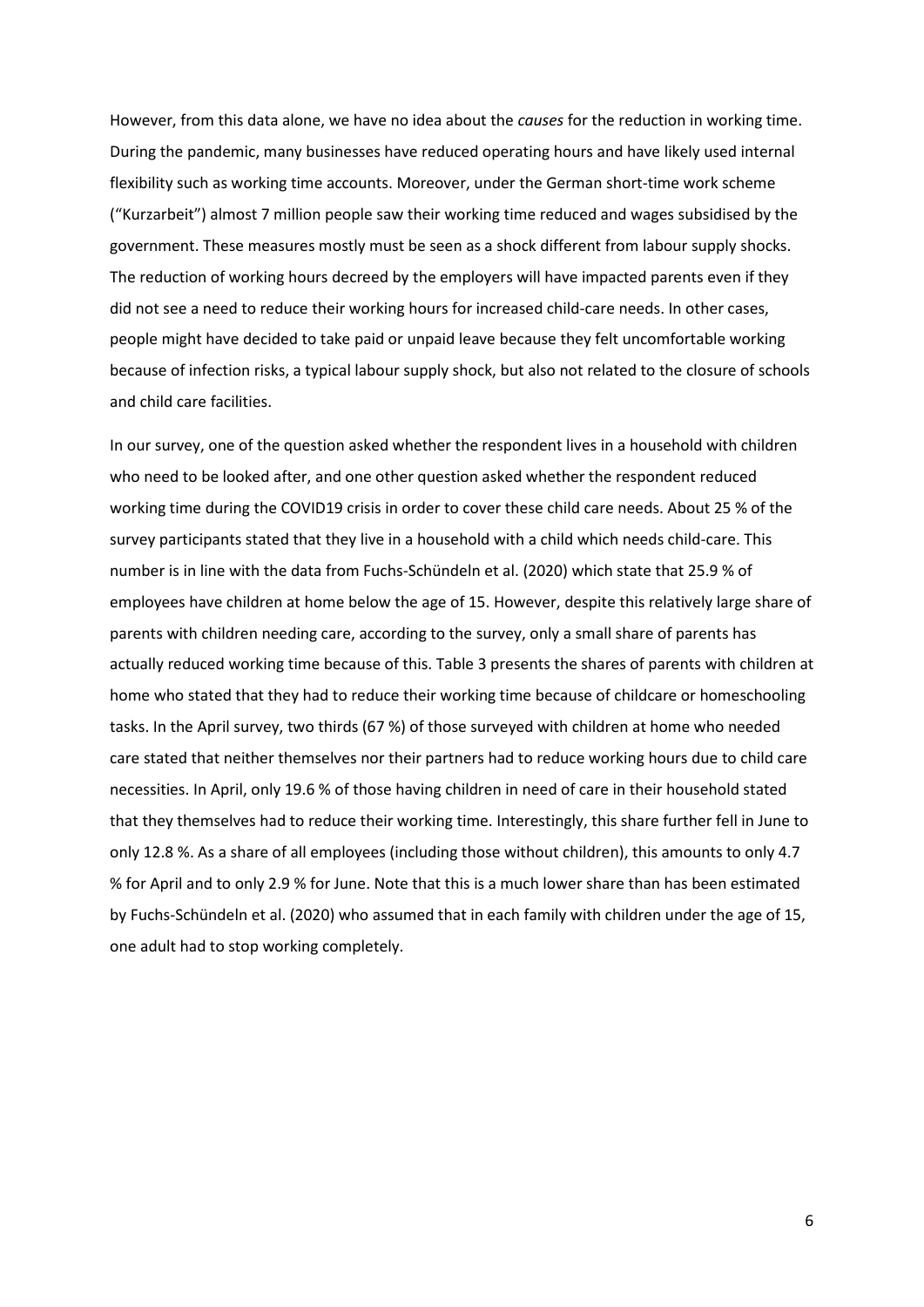However, from this data alone, we have no idea about the *causes* for the reduction in working time. During the pandemic, many businesses have reduced operating hours and have likely used internal flexibility such as working time accounts. Moreover, under the German short-time work scheme ("Kurzarbeit") almost 7 million people saw their working time reduced and wages subsidised by the government. These measures mostly must be seen as a shock different from labour supply shocks. The reduction of working hours decreed by the employers will have impacted parents even if they did not see a need to reduce their working hours for increased child-care needs. In other cases, people might have decided to take paid or unpaid leave because they felt uncomfortable working because of infection risks, a typical labour supply shock, but also not related to the closure of schools and child care facilities.

In our survey, one of the question asked whether the respondent lives in a household with children who need to be looked after, and one other question asked whether the respondent reduced working time during the COVID19 crisis in order to cover these child care needs. About 25 % of the survey participants stated that they live in a household with a child which needs child-care. This number is in line with the data from Fuchs-Schündeln et al. (2020) which state that 25.9 % of employees have children at home below the age of 15. However, despite this relatively large share of parents with children needing care, according to the survey, only a small share of parents has actually reduced working time because of this. Table 3 presents the shares of parents with children at home who stated that they had to reduce their working time because of childcare or homeschooling tasks. In the April survey, two thirds (67 %) of those surveyed with children at home who needed care stated that neither themselves nor their partners had to reduce working hours due to child care necessities. In April, only 19.6 % of those having children in need of care in their household stated that they themselves had to reduce their working time. Interestingly, this share further fell in June to only 12.8 %. As a share of all employees (including those without children), this amounts to only 4.7 % for April and to only 2.9 % for June. Note that this is a much lower share than has been estimated by Fuchs-Schündeln et al. (2020) who assumed that in each family with children under the age of 15, one adult had to stop working completely.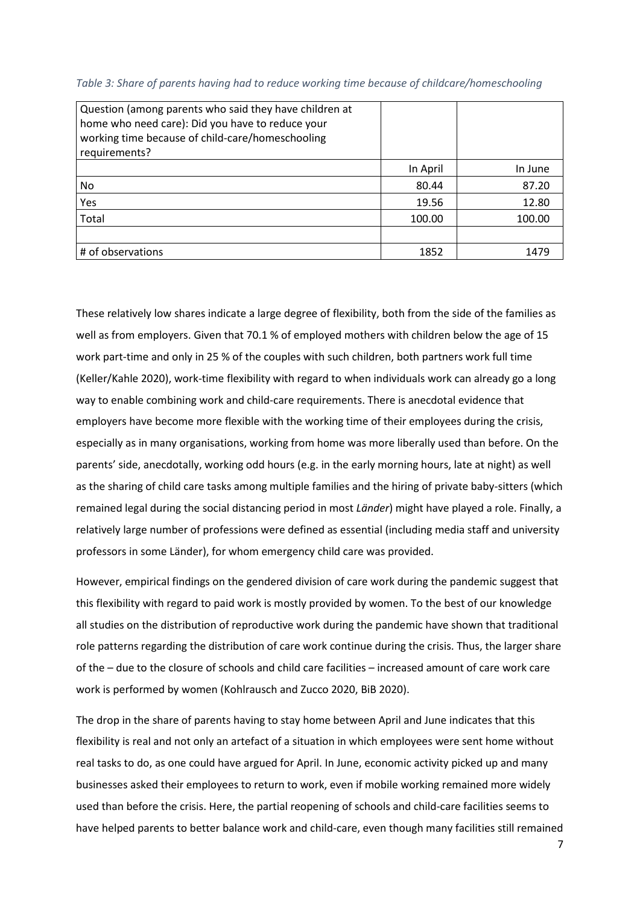*Table 3: Share of parents having had to reduce working time because of childcare/homeschooling*

| Question (among parents who said they have children at home who need care): Did you have to reduce your working time because of child-care/homeschooling requirements? | | |
|---|---|---|
| | In April | In June |
| No | 80.44 | 87.20 |
| Yes | 19.56 | 12.80 |
| Total | 100.00 | 100.00 |
| | | |
| # of observations | 1852 | 1479 |

These relatively low shares indicate a large degree of flexibility, both from the side of the families as well as from employers. Given that 70.1 % of employed mothers with children below the age of 15 work part-time and only in 25 % of the couples with such children, both partners work full time (Keller/Kahle 2020), work-time flexibility with regard to when individuals work can already go a long way to enable combining work and child-care requirements. There is anecdotal evidence that employers have become more flexible with the working time of their employees during the crisis, especially as in many organisations, working from home was more liberally used than before. On the parents' side, anecdotally, working odd hours (e.g. in the early morning hours, late at night) as well as the sharing of child care tasks among multiple families and the hiring of private baby-sitters (which remained legal during the social distancing period in most *Länder*) might have played a role. Finally, a relatively large number of professions were defined as essential (including media staff and university professors in some Länder), for whom emergency child care was provided.

However, empirical findings on the gendered division of care work during the pandemic suggest that this flexibility with regard to paid work is mostly provided by women. To the best of our knowledge all studies on the distribution of reproductive work during the pandemic have shown that traditional role patterns regarding the distribution of care work continue during the crisis. Thus, the larger share of the – due to the closure of schools and child care facilities – increased amount of care work care work is performed by women (Kohlrausch and Zucco 2020, BiB 2020).

The drop in the share of parents having to stay home between April and June indicates that this flexibility is real and not only an artefact of a situation in which employees were sent home without real tasks to do, as one could have argued for April. In June, economic activity picked up and many businesses asked their employees to return to work, even if mobile working remained more widely used than before the crisis. Here, the partial reopening of schools and child-care facilities seems to have helped parents to better balance work and child-care, even though many facilities still remained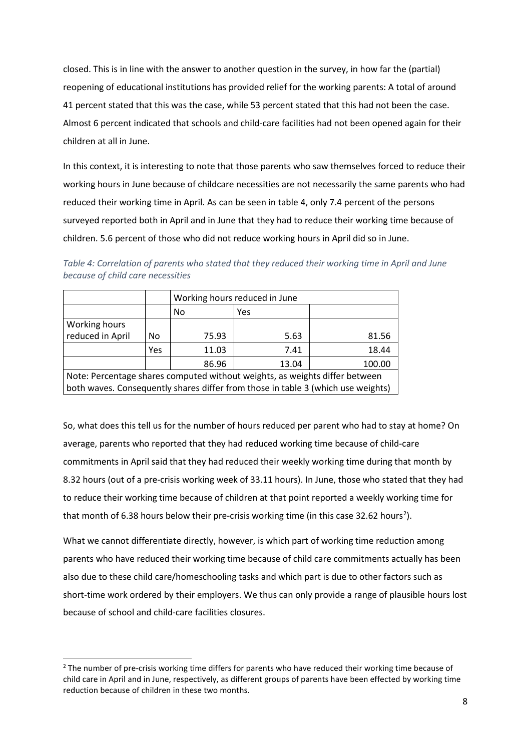closed. This is in line with the answer to another question in the survey, in how far the (partial) reopening of educational institutions has provided relief for the working parents: A total of around 41 percent stated that this was the case, while 53 percent stated that this had not been the case. Almost 6 percent indicated that schools and child-care facilities had not been opened again for their children at all in June.

In this context, it is interesting to note that those parents who saw themselves forced to reduce their working hours in June because of childcare necessities are not necessarily the same parents who had reduced their working time in April. As can be seen in table 4, only 7.4 percent of the persons surveyed reported both in April and in June that they had to reduce their working time because of children. 5.6 percent of those who did not reduce working hours in April did so in June.

*Table 4: Correlation of parents who stated that they reduced their working time in April and June because of child care necessities*

| | | Working hours reduced in June | | |
|---|---|---|---|---|
| | | No | Yes | |
| Working hours reduced in April | No | 75.93 | 5.63 | 81.56 |
| | Yes | 11.03 | 7.41 | 18.44 |
| | | 86.96 | 13.04 | 100.00 |

Note: Percentage shares computed without weights, as weights differ between both waves. Consequently shares differ from those in table 3 (which use weights)

So, what does this tell us for the number of hours reduced per parent who had to stay at home? On average, parents who reported that they had reduced working time because of child-care commitments in April said that they had reduced their weekly working time during that month by 8.32 hours (out of a pre-crisis working week of 33.11 hours). In June, those who stated that they had to reduce their working time because of children at that point reported a weekly working time for that month of 6.38 hours below their pre-crisis working time (in this case 32.62 hours[2]).

What we cannot differentiate directly, however, is which part of working time reduction among parents who have reduced their working time because of child care commitments actually has been also due to these child care/homeschooling tasks and which part is due to other factors such as short-time work ordered by their employers. We thus can only provide a range of plausible hours lost because of school and child-care facilities closures.

[2] The number of pre-crisis working time differs for parents who have reduced their working time because of child care in April and in June, respectively, as different groups of parents have been effected by working time reduction because of children in these two months.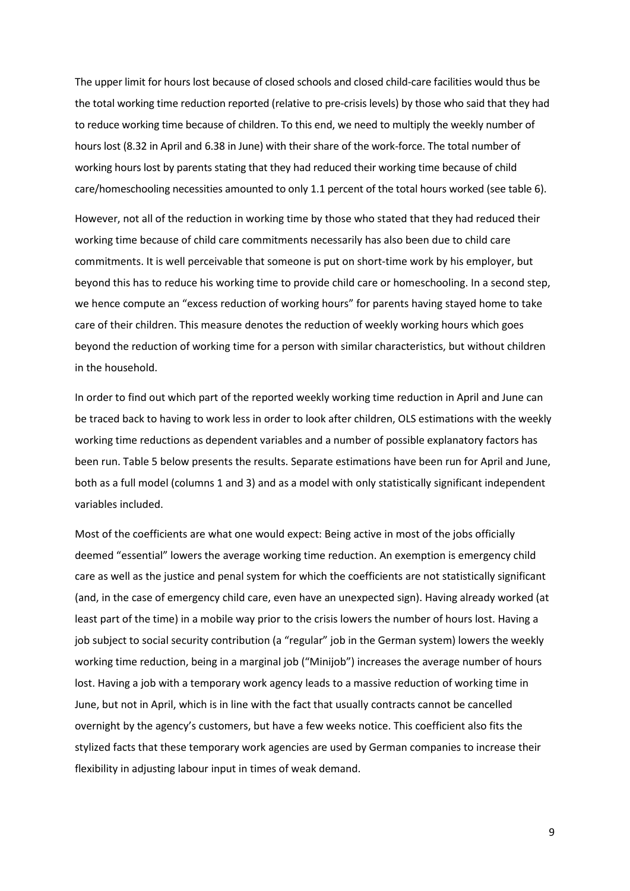The upper limit for hours lost because of closed schools and closed child-care facilities would thus be the total working time reduction reported (relative to pre-crisis levels) by those who said that they had to reduce working time because of children. To this end, we need to multiply the weekly number of hours lost (8.32 in April and 6.38 in June) with their share of the work-force. The total number of working hours lost by parents stating that they had reduced their working time because of child care/homeschooling necessities amounted to only 1.1 percent of the total hours worked (see table 6).

However, not all of the reduction in working time by those who stated that they had reduced their working time because of child care commitments necessarily has also been due to child care commitments. It is well perceivable that someone is put on short-time work by his employer, but beyond this has to reduce his working time to provide child care or homeschooling. In a second step, we hence compute an "excess reduction of working hours" for parents having stayed home to take care of their children. This measure denotes the reduction of weekly working hours which goes beyond the reduction of working time for a person with similar characteristics, but without children in the household.

In order to find out which part of the reported weekly working time reduction in April and June can be traced back to having to work less in order to look after children, OLS estimations with the weekly working time reductions as dependent variables and a number of possible explanatory factors has been run. Table 5 below presents the results. Separate estimations have been run for April and June, both as a full model (columns 1 and 3) and as a model with only statistically significant independent variables included.

Most of the coefficients are what one would expect: Being active in most of the jobs officially deemed "essential" lowers the average working time reduction. An exemption is emergency child care as well as the justice and penal system for which the coefficients are not statistically significant (and, in the case of emergency child care, even have an unexpected sign). Having already worked (at least part of the time) in a mobile way prior to the crisis lowers the number of hours lost. Having a job subject to social security contribution (a "regular" job in the German system) lowers the weekly working time reduction, being in a marginal job ("Minijob") increases the average number of hours lost. Having a job with a temporary work agency leads to a massive reduction of working time in June, but not in April, which is in line with the fact that usually contracts cannot be cancelled overnight by the agency's customers, but have a few weeks notice. This coefficient also fits the stylized facts that these temporary work agencies are used by German companies to increase their flexibility in adjusting labour input in times of weak demand.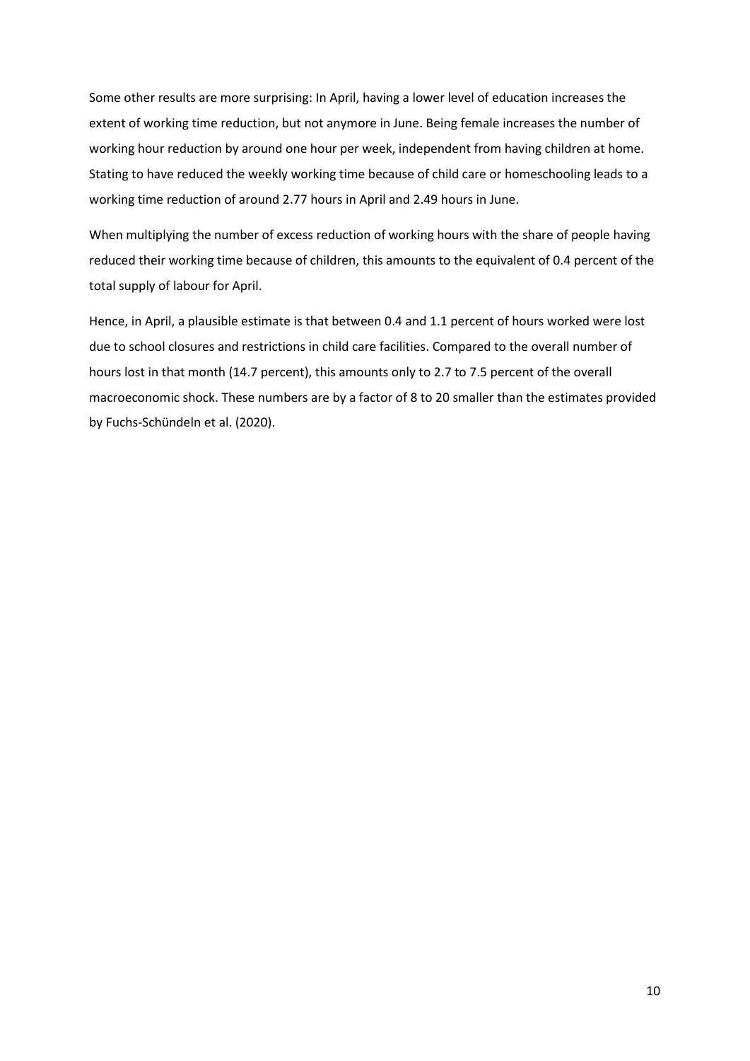Some other results are more surprising: In April, having a lower level of education increases the extent of working time reduction, but not anymore in June. Being female increases the number of working hour reduction by around one hour per week, independent from having children at home. Stating to have reduced the weekly working time because of child care or homeschooling leads to a working time reduction of around 2.77 hours in April and 2.49 hours in June.

When multiplying the number of excess reduction of working hours with the share of people having reduced their working time because of children, this amounts to the equivalent of 0.4 percent of the total supply of labour for April.

Hence, in April, a plausible estimate is that between 0.4 and 1.1 percent of hours worked were lost due to school closures and restrictions in child care facilities. Compared to the overall number of hours lost in that month (14.7 percent), this amounts only to 2.7 to 7.5 percent of the overall macroeconomic shock. These numbers are by a factor of 8 to 20 smaller than the estimates provided by Fuchs-Schündeln et al. (2020).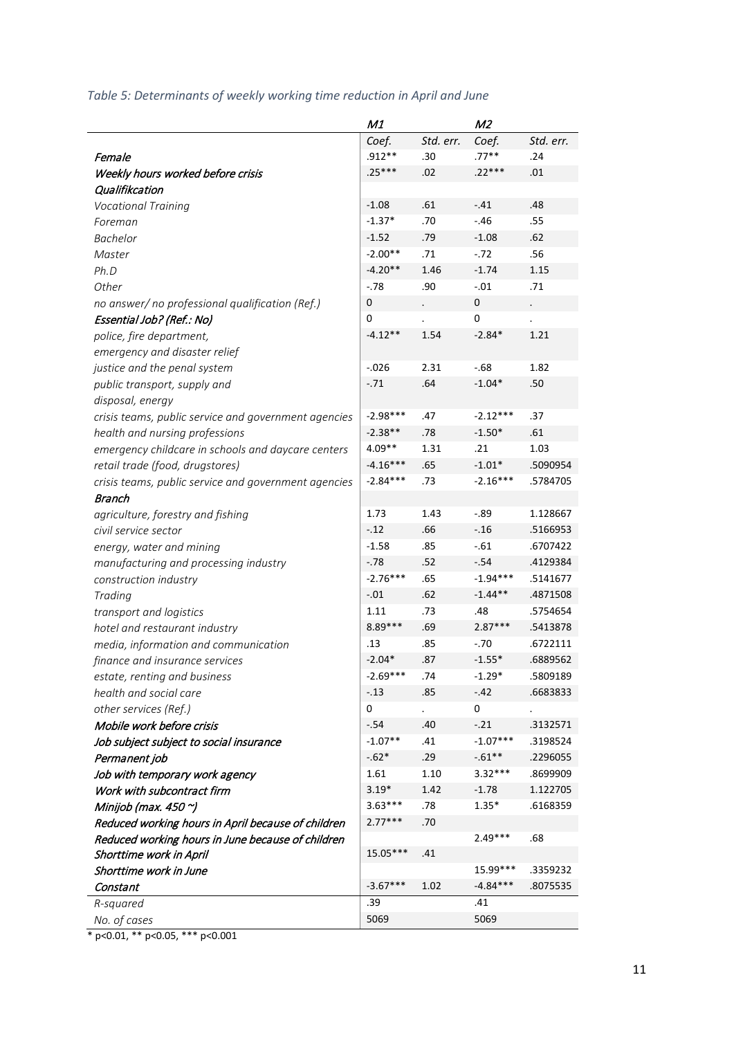*Table 5: Determinants of weekly working time reduction in April and June*

| | M1 | | M2 | |
|---|---|---|---|---|
| | Coef. | Std. err. | Coef. | Std. err. |
| ***Female*** | .912** | .30 | .77** | .24 |
| ***Weekly hours worked before crisis*** | .25*** | .02 | .22*** | .01 |
| ***Qualifikcation*** | | | | |
| *Vocational Training* | -1.08 | .61 | -.41 | .48 |
| *Foreman* | -1.37* | .70 | -.46 | .55 |
| *Bachelor* | -1.52 | .79 | -1.08 | .62 |
| *Master* | -2.00** | .71 | -.72 | .56 |
| *Ph.D* | -4.20** | 1.46 | -1.74 | 1.15 |
| *Other* | -.78 | .90 | -.01 | .71 |
| *no answer/ no professional qualification (Ref.)* | 0 | . | 0 | . |
| ***Essential Job? (Ref.: No)*** | 0 | . | 0 | . |
| *police, fire department, emergency and disaster relief* | -4.12** | 1.54 | -2.84* | 1.21 |
| *justice and the penal system* | -.026 | 2.31 | -.68 | 1.82 |
| *public transport, supply and disposal, energy* | -.71 | .64 | -1.04* | .50 |
| *crisis teams, public service and government agencies* | -2.98*** | .47 | -2.12*** | .37 |
| *health and nursing professions* | -2.38** | .78 | -1.50* | .61 |
| *emergency childcare in schools and daycare centers* | 4.09** | 1.31 | .21 | 1.03 |
| *retail trade (food, drugstores)* | -4.16*** | .65 | -1.01* | .5090954 |
| *crisis teams, public service and government agencies* | -2.84*** | .73 | -2.16*** | .5784705 |
| ***Branch*** | | | | |
| *agriculture, forestry and fishing* | 1.73 | 1.43 | -.89 | 1.128667 |
| *civil service sector* | -.12 | .66 | -.16 | .5166953 |
| *energy, water and mining* | -1.58 | .85 | -.61 | .6707422 |
| *manufacturing and processing industry* | -.78 | .52 | -.54 | .4129384 |
| *construction industry* | -2.76*** | .65 | -1.94*** | .5141677 |
| *Trading* | -.01 | .62 | -1.44** | .4871508 |
| *transport and logistics* | 1.11 | .73 | .48 | .5754654 |
| *hotel and restaurant industry* | 8.89*** | .69 | 2.87*** | .5413878 |
| *media, information and communication* | .13 | .85 | -.70 | .6722111 |
| *finance and insurance services* | -2.04* | .87 | -1.55* | .6889562 |
| *estate, renting and business* | -2.69*** | .74 | -1.29* | .5809189 |
| *health and social care* | -.13 | .85 | -.42 | .6683833 |
| *other services (Ref.)* | 0 | . | 0 | . |
| ***Mobile work before crisis*** | -.54 | .40 | -.21 | .3132571 |
| ***Job subject subject to social insurance*** | -1.07** | .41 | -1.07*** | .3198524 |
| ***Permanent job*** | -.62* | .29 | -.61** | .2296055 |
| ***Job with temporary work agency*** | 1.61 | 1.10 | 3.32*** | .8699909 |
| ***Work with subcontract firm*** | 3.19* | 1.42 | -1.78 | 1.122705 |
| ***Minijob (max. 450 ~)*** | 3.63*** | .78 | 1.35* | .6168359 |
| ***Reduced working hours in April because of children*** | 2.77*** | .70 | | |
| ***Reduced working hours in June because of children*** | | | 2.49*** | .68 |
| ***Shorttime work in April*** | 15.05*** | .41 | | |
| ***Shorttime work in June*** | | | 15.99*** | .3359232 |
| ***Constant*** | -3.67*** | 1.02 | -4.84*** | .8075535 |
| *R-squared* | .39 | | .41 | |
| *No. of cases* | 5069 | | 5069 | |

* p<0.01, ** p<0.05, *** p<0.001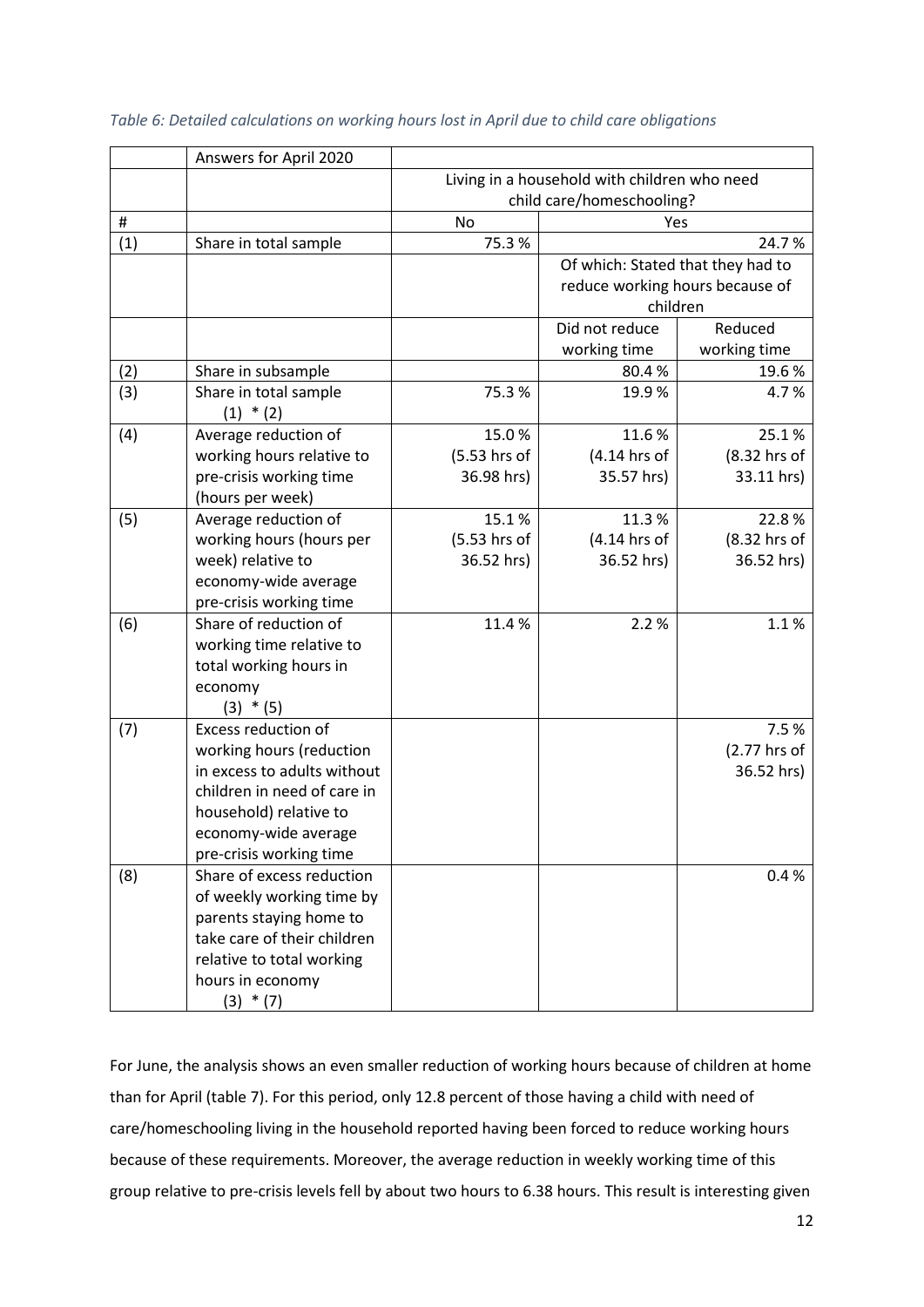*Table 6: Detailed calculations on working hours lost in April due to child care obligations*

| | Answers for April 2020 | | | |
|---|---|---|---|---|
| | | Living in a household with children who need child care/homeschooling? | | |
| # | | No | Yes | |
| (1) | Share in total sample | 75.3 % | | 24.7 % |
| | | | Of which: Stated that they had to reduce working hours because of children | |
| | | | Did not reduce working time | Reduced working time |
| (2) | Share in subsample | | 80.4 % | 19.6 % |
| (3) | Share in total sample (1) * (2) | 75.3 % | 19.9 % | 4.7 % |
| (4) | Average reduction of working hours relative to pre-crisis working time (hours per week) | 15.0 % (5.53 hrs of 36.98 hrs) | 11.6 % (4.14 hrs of 35.57 hrs) | 25.1 % (8.32 hrs of 33.11 hrs) |
| (5) | Average reduction of working hours (hours per week) relative to economy-wide average pre-crisis working time | 15.1 % (5.53 hrs of 36.52 hrs) | 11.3 % (4.14 hrs of 36.52 hrs) | 22.8 % (8.32 hrs of 36.52 hrs) |
| (6) | Share of reduction of working time relative to total working hours in economy (3) * (5) | 11.4 % | 2.2 % | 1.1 % |
| (7) | Excess reduction of working hours (reduction in excess to adults without children in need of care in household) relative to economy-wide average pre-crisis working time | | | 7.5 % (2.77 hrs of 36.52 hrs) |
| (8) | Share of excess reduction of weekly working time by parents staying home to take care of their children relative to total working hours in economy (3) * (7) | | | 0.4 % |

For June, the analysis shows an even smaller reduction of working hours because of children at home than for April (table 7). For this period, only 12.8 percent of those having a child with need of care/homeschooling living in the household reported having been forced to reduce working hours because of these requirements. Moreover, the average reduction in weekly working time of this group relative to pre-crisis levels fell by about two hours to 6.38 hours. This result is interesting given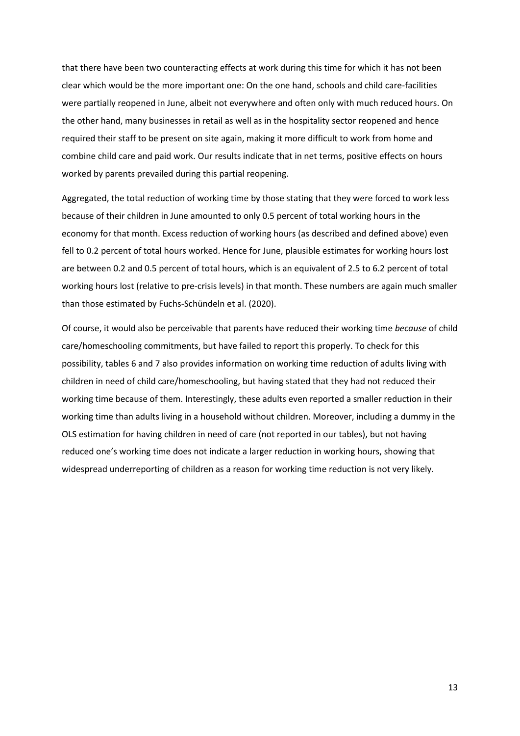that there have been two counteracting effects at work during this time for which it has not been clear which would be the more important one: On the one hand, schools and child care-facilities were partially reopened in June, albeit not everywhere and often only with much reduced hours. On the other hand, many businesses in retail as well as in the hospitality sector reopened and hence required their staff to be present on site again, making it more difficult to work from home and combine child care and paid work. Our results indicate that in net terms, positive effects on hours worked by parents prevailed during this partial reopening.

Aggregated, the total reduction of working time by those stating that they were forced to work less because of their children in June amounted to only 0.5 percent of total working hours in the economy for that month. Excess reduction of working hours (as described and defined above) even fell to 0.2 percent of total hours worked. Hence for June, plausible estimates for working hours lost are between 0.2 and 0.5 percent of total hours, which is an equivalent of 2.5 to 6.2 percent of total working hours lost (relative to pre-crisis levels) in that month. These numbers are again much smaller than those estimated by Fuchs-Schündeln et al. (2020).

Of course, it would also be perceivable that parents have reduced their working time *because* of child care/homeschooling commitments, but have failed to report this properly. To check for this possibility, tables 6 and 7 also provides information on working time reduction of adults living with children in need of child care/homeschooling, but having stated that they had not reduced their working time because of them. Interestingly, these adults even reported a smaller reduction in their working time than adults living in a household without children. Moreover, including a dummy in the OLS estimation for having children in need of care (not reported in our tables), but not having reduced one's working time does not indicate a larger reduction in working hours, showing that widespread underreporting of children as a reason for working time reduction is not very likely.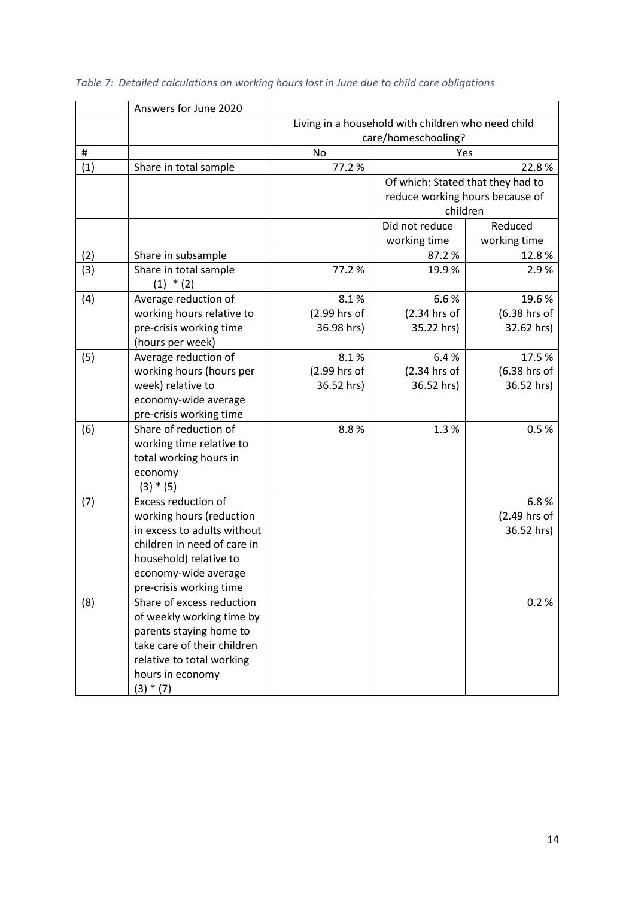*Table 7: Detailed calculations on working hours lost in June due to child care obligations*

| # | Answers for June 2020 | Living in a household with children who need child care/homeschooling? | | |
|---|---|---|---|---|
| | | No | Yes | |
| (1) | Share in total sample | 77.2 % | | 22.8 % |
| | | | Of which: Stated that they had to reduce working hours because of children | |
| | | | Did not reduce working time | Reduced working time |
| (2) | Share in subsample | | 87.2 % | 12.8 % |
| (3) | Share in total sample (1) * (2) | 77.2 % | 19.9 % | 2.9 % |
| (4) | Average reduction of working hours relative to pre-crisis working time (hours per week) | 8.1 % (2.99 hrs of 36.98 hrs) | 6.6 % (2.34 hrs of 35.22 hrs) | 19.6 % (6.38 hrs of 32.62 hrs) |
| (5) | Average reduction of working hours (hours per week) relative to economy-wide average pre-crisis working time | 8.1 % (2.99 hrs of 36.52 hrs) | 6.4 % (2.34 hrs of 36.52 hrs) | 17.5 % (6.38 hrs of 36.52 hrs) |
| (6) | Share of reduction of working time relative to total working hours in economy (3) * (5) | 8.8 % | 1.3 % | 0.5 % |
| (7) | Excess reduction of working hours (reduction in excess to adults without children in need of care in household) relative to economy-wide average pre-crisis working time | | | 6.8 % (2.49 hrs of 36.52 hrs) |
| (8) | Share of excess reduction of weekly working time by parents staying home to take care of their children relative to total working hours in economy (3) * (7) | | | 0.2 % |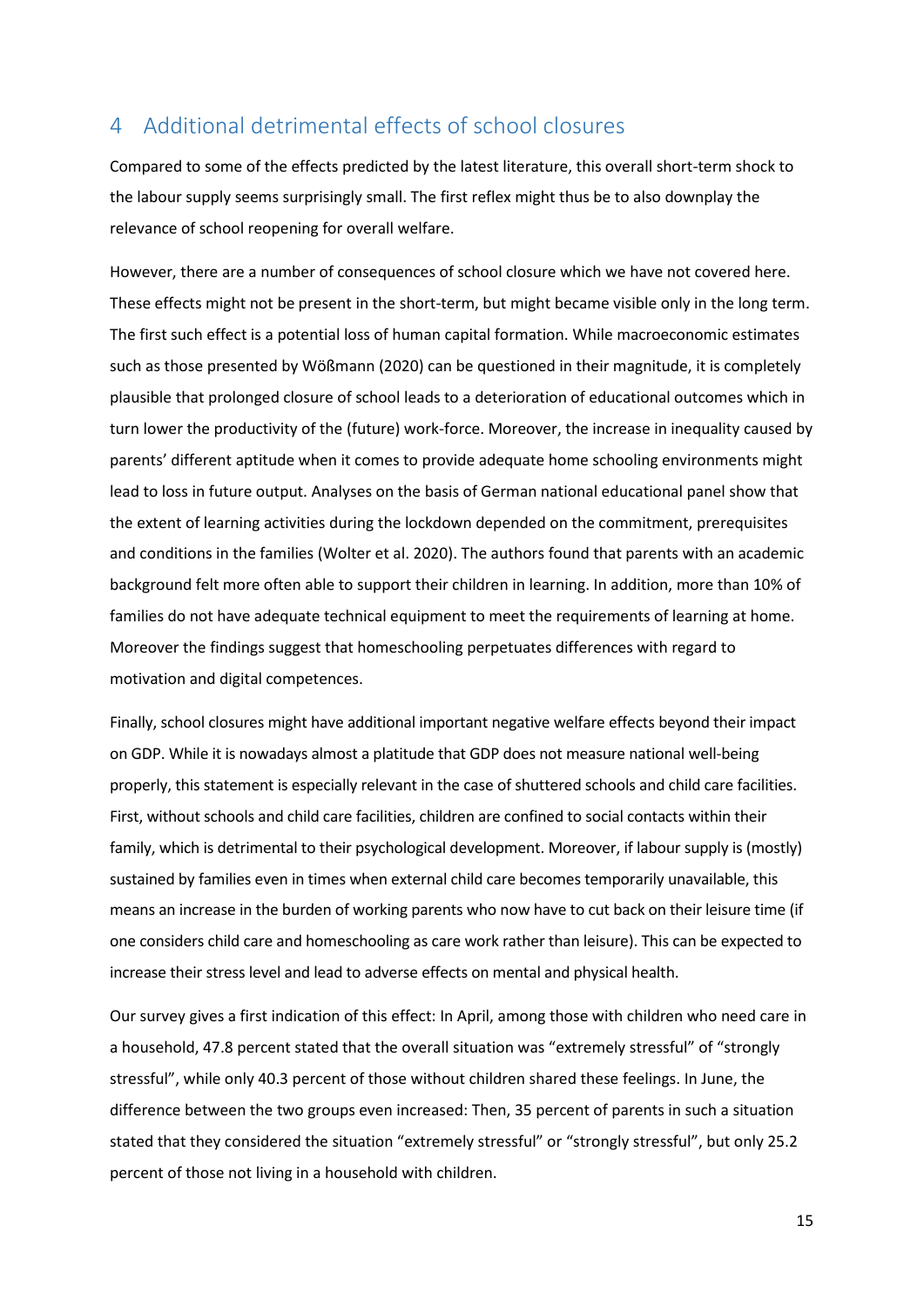## 4 Additional detrimental effects of school closures

Compared to some of the effects predicted by the latest literature, this overall short-term shock to the labour supply seems surprisingly small. The first reflex might thus be to also downplay the relevance of school reopening for overall welfare.

However, there are a number of consequences of school closure which we have not covered here. These effects might not be present in the short-term, but might became visible only in the long term. The first such effect is a potential loss of human capital formation. While macroeconomic estimates such as those presented by Wößmann (2020) can be questioned in their magnitude, it is completely plausible that prolonged closure of school leads to a deterioration of educational outcomes which in turn lower the productivity of the (future) work-force. Moreover, the increase in inequality caused by parents' different aptitude when it comes to provide adequate home schooling environments might lead to loss in future output. Analyses on the basis of German national educational panel show that the extent of learning activities during the lockdown depended on the commitment, prerequisites and conditions in the families (Wolter et al. 2020). The authors found that parents with an academic background felt more often able to support their children in learning. In addition, more than 10% of families do not have adequate technical equipment to meet the requirements of learning at home. Moreover the findings suggest that homeschooling perpetuates differences with regard to motivation and digital competences.

Finally, school closures might have additional important negative welfare effects beyond their impact on GDP. While it is nowadays almost a platitude that GDP does not measure national well-being properly, this statement is especially relevant in the case of shuttered schools and child care facilities. First, without schools and child care facilities, children are confined to social contacts within their family, which is detrimental to their psychological development. Moreover, if labour supply is (mostly) sustained by families even in times when external child care becomes temporarily unavailable, this means an increase in the burden of working parents who now have to cut back on their leisure time (if one considers child care and homeschooling as care work rather than leisure). This can be expected to increase their stress level and lead to adverse effects on mental and physical health.

Our survey gives a first indication of this effect: In April, among those with children who need care in a household, 47.8 percent stated that the overall situation was "extremely stressful" of "strongly stressful", while only 40.3 percent of those without children shared these feelings. In June, the difference between the two groups even increased: Then, 35 percent of parents in such a situation stated that they considered the situation "extremely stressful" or "strongly stressful", but only 25.2 percent of those not living in a household with children.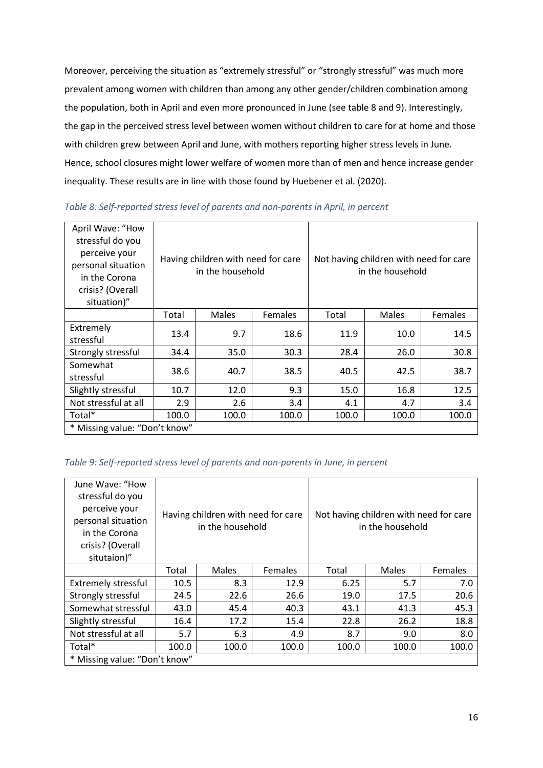Moreover, perceiving the situation as "extremely stressful" or "strongly stressful" was much more prevalent among women with children than among any other gender/children combination among the population, both in April and even more pronounced in June (see table 8 and 9). Interestingly, the gap in the perceived stress level between women without children to care for at home and those with children grew between April and June, with mothers reporting higher stress levels in June. Hence, school closures might lower welfare of women more than of men and hence increase gender inequality. These results are in line with those found by Huebener et al. (2020).

*Table 8: Self-reported stress level of parents and non-parents in April, in percent*

| April Wave: "How stressful do you perceive your personal situation in the Corona crisis? (Overall situation)" | Having children with need for care in the household | | | Not having children with need for care in the household | | |
|---|---|---|---|---|---|---|
| | Total | Males | Females | Total | Males | Females |
| Extremely stressful | 13.4 | 9.7 | 18.6 | 11.9 | 10.0 | 14.5 |
| Strongly stressful | 34.4 | 35.0 | 30.3 | 28.4 | 26.0 | 30.8 |
| Somewhat stressful | 38.6 | 40.7 | 38.5 | 40.5 | 42.5 | 38.7 |
| Slightly stressful | 10.7 | 12.0 | 9.3 | 15.0 | 16.8 | 12.5 |
| Not stressful at all | 2.9 | 2.6 | 3.4 | 4.1 | 4.7 | 3.4 |
| Total* | 100.0 | 100.0 | 100.0 | 100.0 | 100.0 | 100.0 |
| * Missing value: "Don't know" | | | | | | |

*Table 9: Self-reported stress level of parents and non-parents in June, in percent*

| June Wave: "How stressful do you perceive your personal situation in the Corona crisis? (Overall situtaion)" | Having children with need for care in the household | | | Not having children with need for care in the household | | |
|---|---|---|---|---|---|---|
| | Total | Males | Females | Total | Males | Females |
| Extremely stressful | 10.5 | 8.3 | 12.9 | 6.25 | 5.7 | 7.0 |
| Strongly stressful | 24.5 | 22.6 | 26.6 | 19.0 | 17.5 | 20.6 |
| Somewhat stressful | 43.0 | 45.4 | 40.3 | 43.1 | 41.3 | 45.3 |
| Slightly stressful | 16.4 | 17.2 | 15.4 | 22.8 | 26.2 | 18.8 |
| Not stressful at all | 5.7 | 6.3 | 4.9 | 8.7 | 9.0 | 8.0 |
| Total* | 100.0 | 100.0 | 100.0 | 100.0 | 100.0 | 100.0 |
| * Missing value: "Don't know" | | | | | | |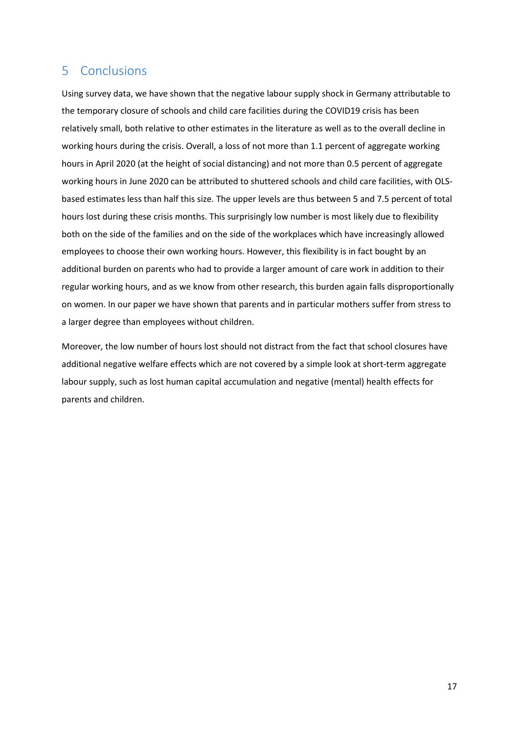## 5 Conclusions

Using survey data, we have shown that the negative labour supply shock in Germany attributable to the temporary closure of schools and child care facilities during the COVID19 crisis has been relatively small, both relative to other estimates in the literature as well as to the overall decline in working hours during the crisis. Overall, a loss of not more than 1.1 percent of aggregate working hours in April 2020 (at the height of social distancing) and not more than 0.5 percent of aggregate working hours in June 2020 can be attributed to shuttered schools and child care facilities, with OLS-based estimates less than half this size. The upper levels are thus between 5 and 7.5 percent of total hours lost during these crisis months. This surprisingly low number is most likely due to flexibility both on the side of the families and on the side of the workplaces which have increasingly allowed employees to choose their own working hours. However, this flexibility is in fact bought by an additional burden on parents who had to provide a larger amount of care work in addition to their regular working hours, and as we know from other research, this burden again falls disproportionally on women. In our paper we have shown that parents and in particular mothers suffer from stress to a larger degree than employees without children.

Moreover, the low number of hours lost should not distract from the fact that school closures have additional negative welfare effects which are not covered by a simple look at short-term aggregate labour supply, such as lost human capital accumulation and negative (mental) health effects for parents and children.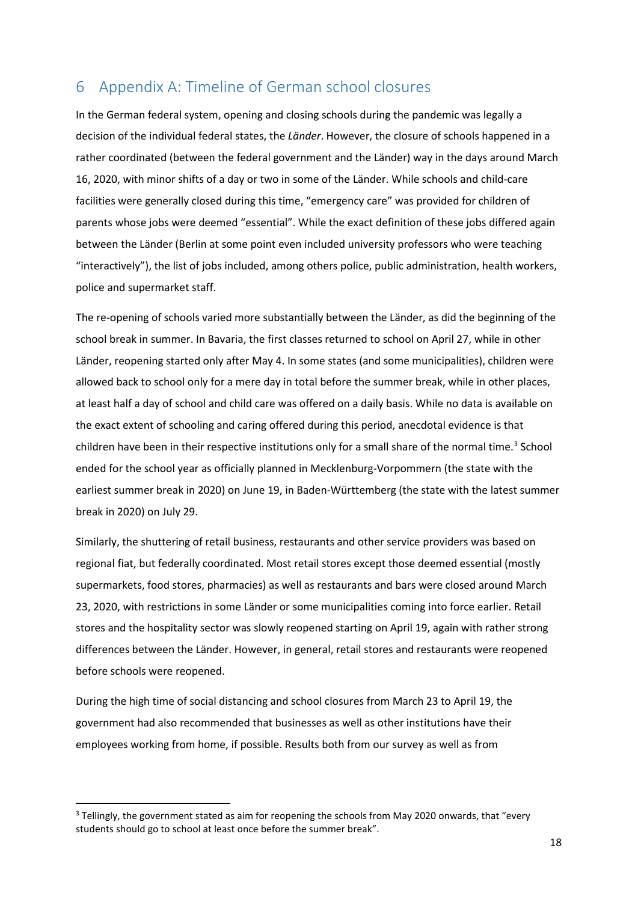# 6 Appendix A: Timeline of German school closures

In the German federal system, opening and closing schools during the pandemic was legally a decision of the individual federal states, the *Länder*. However, the closure of schools happened in a rather coordinated (between the federal government and the Länder) way in the days around March 16, 2020, with minor shifts of a day or two in some of the Länder. While schools and child-care facilities were generally closed during this time, "emergency care" was provided for children of parents whose jobs were deemed "essential". While the exact definition of these jobs differed again between the Länder (Berlin at some point even included university professors who were teaching "interactively"), the list of jobs included, among others police, public administration, health workers, police and supermarket staff.

The re-opening of schools varied more substantially between the Länder, as did the beginning of the school break in summer. In Bavaria, the first classes returned to school on April 27, while in other Länder, reopening started only after May 4. In some states (and some municipalities), children were allowed back to school only for a mere day in total before the summer break, while in other places, at least half a day of school and child care was offered on a daily basis. While no data is available on the exact extent of schooling and caring offered during this period, anecdotal evidence is that children have been in their respective institutions only for a small share of the normal time.[3] School ended for the school year as officially planned in Mecklenburg-Vorpommern (the state with the earliest summer break in 2020) on June 19, in Baden-Württemberg (the state with the latest summer break in 2020) on July 29.

Similarly, the shuttering of retail business, restaurants and other service providers was based on regional fiat, but federally coordinated. Most retail stores except those deemed essential (mostly supermarkets, food stores, pharmacies) as well as restaurants and bars were closed around March 23, 2020, with restrictions in some Länder or some municipalities coming into force earlier. Retail stores and the hospitality sector was slowly reopened starting on April 19, again with rather strong differences between the Länder. However, in general, retail stores and restaurants were reopened before schools were reopened.

During the high time of social distancing and school closures from March 23 to April 19, the government had also recommended that businesses as well as other institutions have their employees working from home, if possible. Results both from our survey as well as from

[3] Tellingly, the government stated as aim for reopening the schools from May 2020 onwards, that "every students should go to school at least once before the summer break".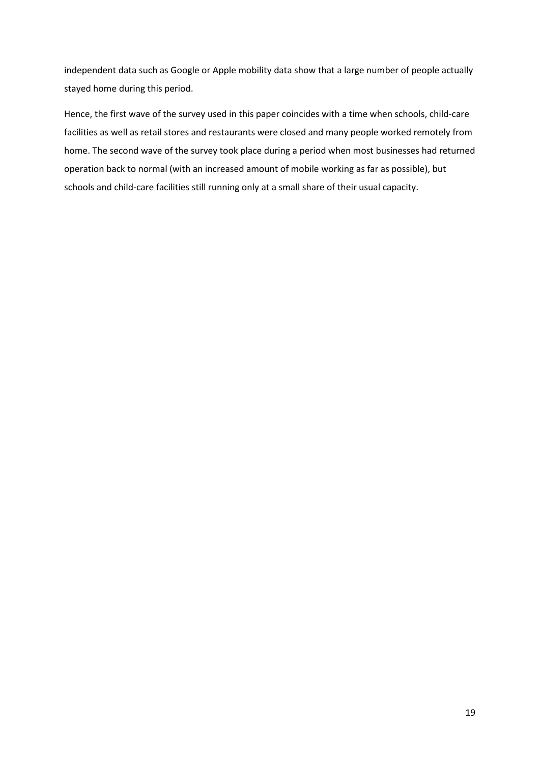independent data such as Google or Apple mobility data show that a large number of people actually stayed home during this period.

Hence, the first wave of the survey used in this paper coincides with a time when schools, child-care facilities as well as retail stores and restaurants were closed and many people worked remotely from home. The second wave of the survey took place during a period when most businesses had returned operation back to normal (with an increased amount of mobile working as far as possible), but schools and child-care facilities still running only at a small share of their usual capacity.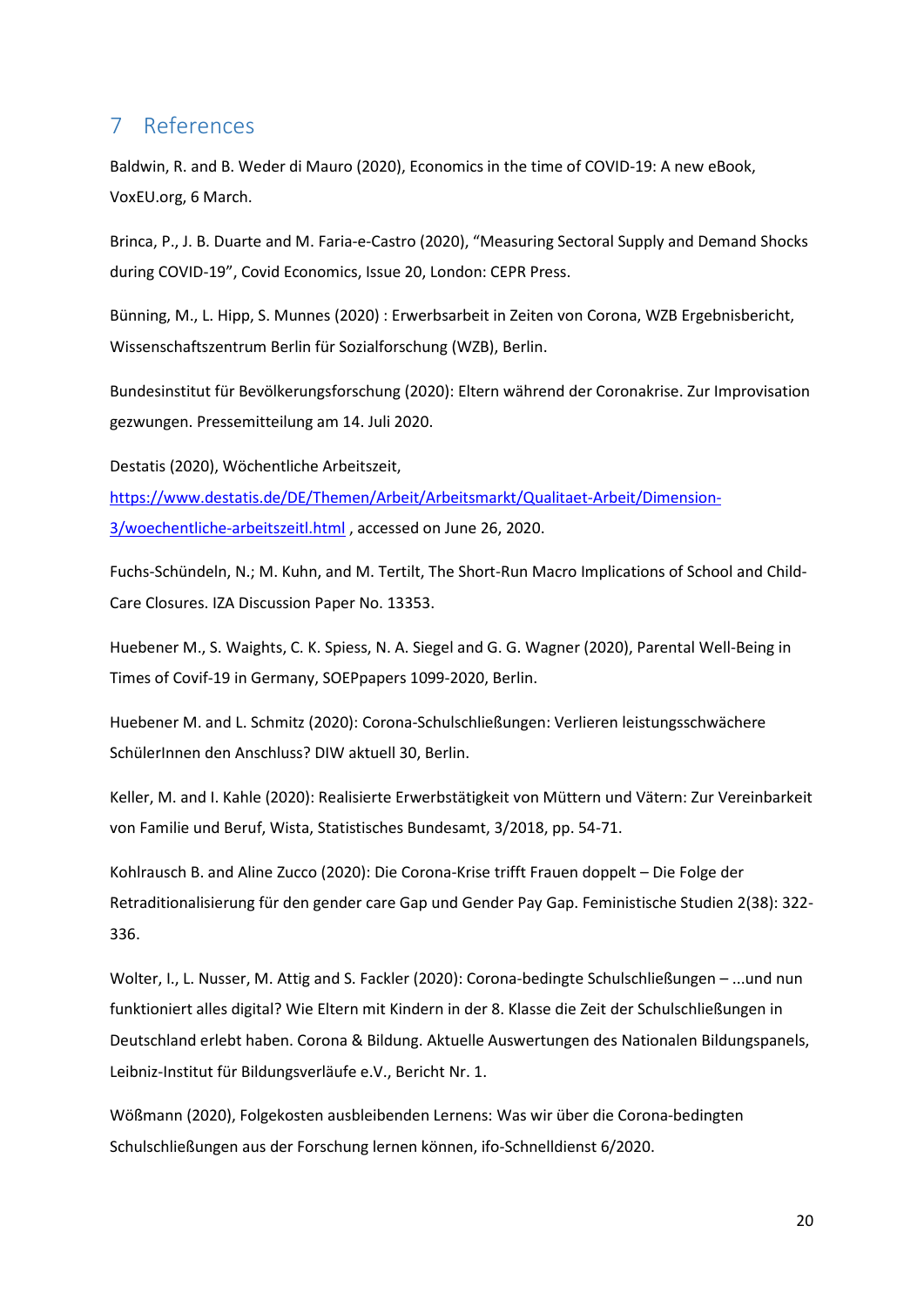# 7 References

Baldwin, R. and B. Weder di Mauro (2020), Economics in the time of COVID-19: A new eBook, VoxEU.org, 6 March.

Brinca, P., J. B. Duarte and M. Faria-e-Castro (2020), "Measuring Sectoral Supply and Demand Shocks during COVID-19", Covid Economics, Issue 20, London: CEPR Press.

Bünning, M., L. Hipp, S. Munnes (2020) : Erwerbsarbeit in Zeiten von Corona, WZB Ergebnisbericht, Wissenschaftszentrum Berlin für Sozialforschung (WZB), Berlin.

Bundesinstitut für Bevölkerungsforschung (2020): Eltern während der Coronakrise. Zur Improvisation gezwungen. Pressemitteilung am 14. Juli 2020.

Destatis (2020), Wöchentliche Arbeitszeit, [https://www.destatis.de/DE/Themen/Arbeit/Arbeitsmarkt/Qualitaet-Arbeit/Dimension-3/woechentliche-arbeitszeitl.html](https://www.destatis.de/DE/Themen/Arbeit/Arbeitsmarkt/Qualitaet-Arbeit/Dimension-3/woechentliche-arbeitszeitl.html) , accessed on June 26, 2020.

Fuchs-Schündeln, N.; M. Kuhn, and M. Tertilt, The Short-Run Macro Implications of School and Child-Care Closures. IZA Discussion Paper No. 13353.

Huebener M., S. Waights, C. K. Spiess, N. A. Siegel and G. G. Wagner (2020), Parental Well-Being in Times of Covif-19 in Germany, SOEPpapers 1099-2020, Berlin.

Huebener M. and L. Schmitz (2020): Corona-Schulschließungen: Verlieren leistungsschwächere SchülerInnen den Anschluss? DIW aktuell 30, Berlin.

Keller, M. and I. Kahle (2020): Realisierte Erwerbstätigkeit von Müttern und Vätern: Zur Vereinbarkeit von Familie und Beruf, Wista, Statistisches Bundesamt, 3/2018, pp. 54-71.

Kohlrausch B. and Aline Zucco (2020): Die Corona-Krise trifft Frauen doppelt – Die Folge der Retraditionalisierung für den gender care Gap und Gender Pay Gap. Feministische Studien 2(38): 322-336.

Wolter, I., L. Nusser, M. Attig and S. Fackler (2020): Corona-bedingte Schulschließungen – ...und nun funktioniert alles digital? Wie Eltern mit Kindern in der 8. Klasse die Zeit der Schulschließungen in Deutschland erlebt haben. Corona & Bildung. Aktuelle Auswertungen des Nationalen Bildungspanels, Leibniz-Institut für Bildungsverläufe e.V., Bericht Nr. 1.

Wößmann (2020), Folgekosten ausbleibenden Lernens: Was wir über die Corona-bedingten Schulschließungen aus der Forschung lernen können, ifo-Schnelldienst 6/2020.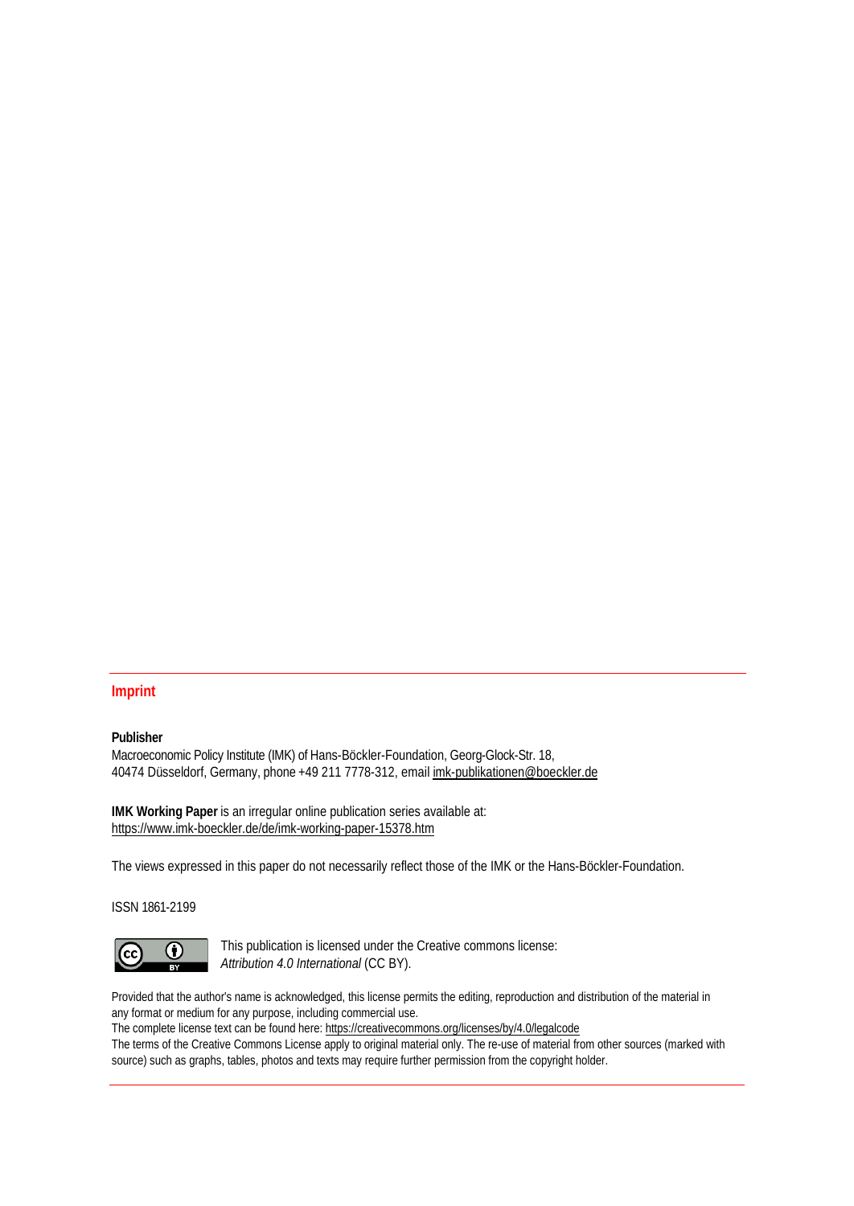## Imprint

**Publisher**

Macroeconomic Policy Institute (IMK) of Hans-Böckler-Foundation, Georg-Glock-Str. 18,
40474 Düsseldorf, Germany, phone +49 211 7778-312, email imk-publikationen@boeckler.de

**IMK Working Paper** is an irregular online publication series available at:
https://www.imk-boeckler.de/de/imk-working-paper-15378.htm

The views expressed in this paper do not necessarily reflect those of the IMK or the Hans-Böckler-Foundation.

ISSN 1861-2199

This publication is licensed under the Creative commons license:
*Attribution 4.0 International* (CC BY).

Provided that the author's name is acknowledged, this license permits the editing, reproduction and distribution of the material in any format or medium for any purpose, including commercial use.
The complete license text can be found here: https://creativecommons.org/licenses/by/4.0/legalcode
The terms of the Creative Commons License apply to original material only. The re-use of material from other sources (marked with source) such as graphs, tables, photos and texts may require further permission from the copyright holder.